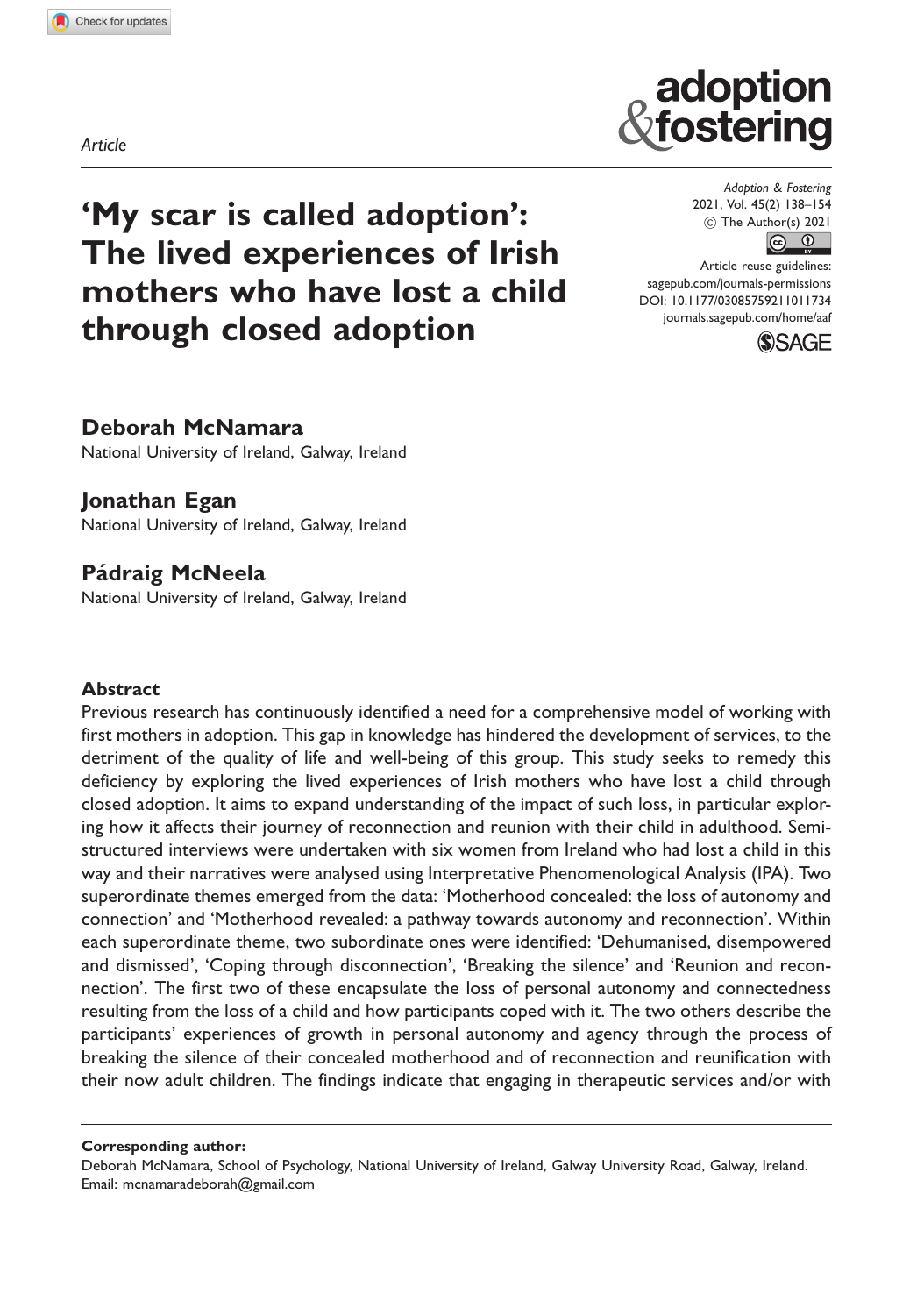Article

# 'My scar is called adoption': The lived experiences of Irish mothers who have lost a child through closed adoption

Adoption & Fostering
2021, Vol. 45(2) 138–154
© The Author(s) 2021
Article reuse guidelines:
sagepub.com/journals-permissions
DOI: 10.1177/03085759211011734
journals.sagepub.com/home/aaf

**Deborah McNamara**
National University of Ireland, Galway, Ireland

**Jonathan Egan**
National University of Ireland, Galway, Ireland

**Pádraig McNeela**
National University of Ireland, Galway, Ireland

## Abstract

Previous research has continuously identified a need for a comprehensive model of working with first mothers in adoption. This gap in knowledge has hindered the development of services, to the detriment of the quality of life and well-being of this group. This study seeks to remedy this deficiency by exploring the lived experiences of Irish mothers who have lost a child through closed adoption. It aims to expand understanding of the impact of such loss, in particular exploring how it affects their journey of reconnection and reunion with their child in adulthood. Semi-structured interviews were undertaken with six women from Ireland who had lost a child in this way and their narratives were analysed using Interpretative Phenomenological Analysis (IPA). Two superordinate themes emerged from the data: 'Motherhood concealed: the loss of autonomy and connection' and 'Motherhood revealed: a pathway towards autonomy and reconnection'. Within each superordinate theme, two subordinate ones were identified: 'Dehumanised, disempowered and dismissed', 'Coping through disconnection', 'Breaking the silence' and 'Reunion and reconnection'. The first two of these encapsulate the loss of personal autonomy and connectedness resulting from the loss of a child and how participants coped with it. The two others describe the participants' experiences of growth in personal autonomy and agency through the process of breaking the silence of their concealed motherhood and of reconnection and reunification with their now adult children. The findings indicate that engaging in therapeutic services and/or with

**Corresponding author:**
Deborah McNamara, School of Psychology, National University of Ireland, Galway University Road, Galway, Ireland.
Email: mcnamaradeborah@gmail.com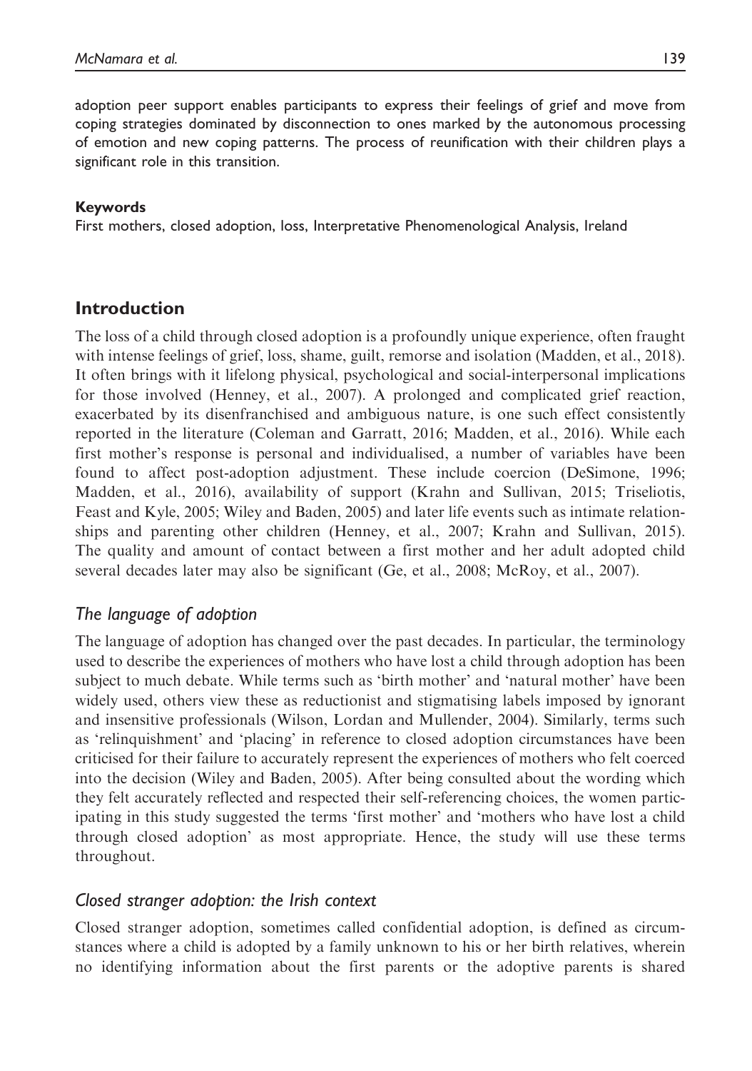adoption peer support enables participants to express their feelings of grief and move from coping strategies dominated by disconnection to ones marked by the autonomous processing of emotion and new coping patterns. The process of reunification with their children plays a significant role in this transition.

#### Keywords

First mothers, closed adoption, loss, Interpretative Phenomenological Analysis, Ireland

## Introduction

The loss of a child through closed adoption is a profoundly unique experience, often fraught with intense feelings of grief, loss, shame, guilt, remorse and isolation (Madden, et al., 2018). It often brings with it lifelong physical, psychological and social-interpersonal implications for those involved (Henney, et al., 2007). A prolonged and complicated grief reaction, exacerbated by its disenfranchised and ambiguous nature, is one such effect consistently reported in the literature (Coleman and Garratt, 2016; Madden, et al., 2016). While each first mother's response is personal and individualised, a number of variables have been found to affect post-adoption adjustment. These include coercion (DeSimone, 1996; Madden, et al., 2016), availability of support (Krahn and Sullivan, 2015; Triseliotis, Feast and Kyle, 2005; Wiley and Baden, 2005) and later life events such as intimate relationships and parenting other children (Henney, et al., 2007; Krahn and Sullivan, 2015). The quality and amount of contact between a first mother and her adult adopted child several decades later may also be significant (Ge, et al., 2008; McRoy, et al., 2007).

### *The language of adoption*

The language of adoption has changed over the past decades. In particular, the terminology used to describe the experiences of mothers who have lost a child through adoption has been subject to much debate. While terms such as 'birth mother' and 'natural mother' have been widely used, others view these as reductionist and stigmatising labels imposed by ignorant and insensitive professionals (Wilson, Lordan and Mullender, 2004). Similarly, terms such as 'relinquishment' and 'placing' in reference to closed adoption circumstances have been criticised for their failure to accurately represent the experiences of mothers who felt coerced into the decision (Wiley and Baden, 2005). After being consulted about the wording which they felt accurately reflected and respected their self-referencing choices, the women participating in this study suggested the terms 'first mother' and 'mothers who have lost a child through closed adoption' as most appropriate. Hence, the study will use these terms throughout.

### *Closed stranger adoption: the Irish context*

Closed stranger adoption, sometimes called confidential adoption, is defined as circumstances where a child is adopted by a family unknown to his or her birth relatives, wherein no identifying information about the first parents or the adoptive parents is shared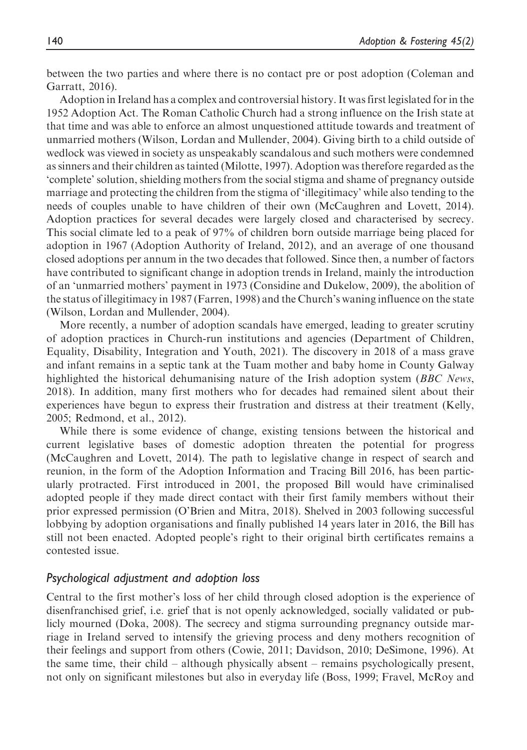between the two parties and where there is no contact pre or post adoption (Coleman and Garratt, 2016).

Adoption in Ireland has a complex and controversial history. It was first legislated for in the 1952 Adoption Act. The Roman Catholic Church had a strong influence on the Irish state at that time and was able to enforce an almost unquestioned attitude towards and treatment of unmarried mothers (Wilson, Lordan and Mullender, 2004). Giving birth to a child outside of wedlock was viewed in society as unspeakably scandalous and such mothers were condemned as sinners and their children as tainted (Milotte, 1997). Adoption was therefore regarded as the 'complete' solution, shielding mothers from the social stigma and shame of pregnancy outside marriage and protecting the children from the stigma of 'illegitimacy' while also tending to the needs of couples unable to have children of their own (McCaughren and Lovett, 2014). Adoption practices for several decades were largely closed and characterised by secrecy. This social climate led to a peak of 97% of children born outside marriage being placed for adoption in 1967 (Adoption Authority of Ireland, 2012), and an average of one thousand closed adoptions per annum in the two decades that followed. Since then, a number of factors have contributed to significant change in adoption trends in Ireland, mainly the introduction of an 'unmarried mothers' payment in 1973 (Considine and Dukelow, 2009), the abolition of the status of illegitimacy in 1987 (Farren, 1998) and the Church's waning influence on the state (Wilson, Lordan and Mullender, 2004).

More recently, a number of adoption scandals have emerged, leading to greater scrutiny of adoption practices in Church-run institutions and agencies (Department of Children, Equality, Disability, Integration and Youth, 2021). The discovery in 2018 of a mass grave and infant remains in a septic tank at the Tuam mother and baby home in County Galway highlighted the historical dehumanising nature of the Irish adoption system (*BBC News*, 2018). In addition, many first mothers who for decades had remained silent about their experiences have begun to express their frustration and distress at their treatment (Kelly, 2005; Redmond, et al., 2012).

While there is some evidence of change, existing tensions between the historical and current legislative bases of domestic adoption threaten the potential for progress (McCaughren and Lovett, 2014). The path to legislative change in respect of search and reunion, in the form of the Adoption Information and Tracing Bill 2016, has been particularly protracted. First introduced in 2001, the proposed Bill would have criminalised adopted people if they made direct contact with their first family members without their prior expressed permission (O'Brien and Mitra, 2018). Shelved in 2003 following successful lobbying by adoption organisations and finally published 14 years later in 2016, the Bill has still not been enacted. Adopted people's right to their original birth certificates remains a contested issue.

### *Psychological adjustment and adoption loss*

Central to the first mother's loss of her child through closed adoption is the experience of disenfranchised grief, i.e. grief that is not openly acknowledged, socially validated or publicly mourned (Doka, 2008). The secrecy and stigma surrounding pregnancy outside marriage in Ireland served to intensify the grieving process and deny mothers recognition of their feelings and support from others (Cowie, 2011; Davidson, 2010; DeSimone, 1996). At the same time, their child – although physically absent – remains psychologically present, not only on significant milestones but also in everyday life (Boss, 1999; Fravel, McRoy and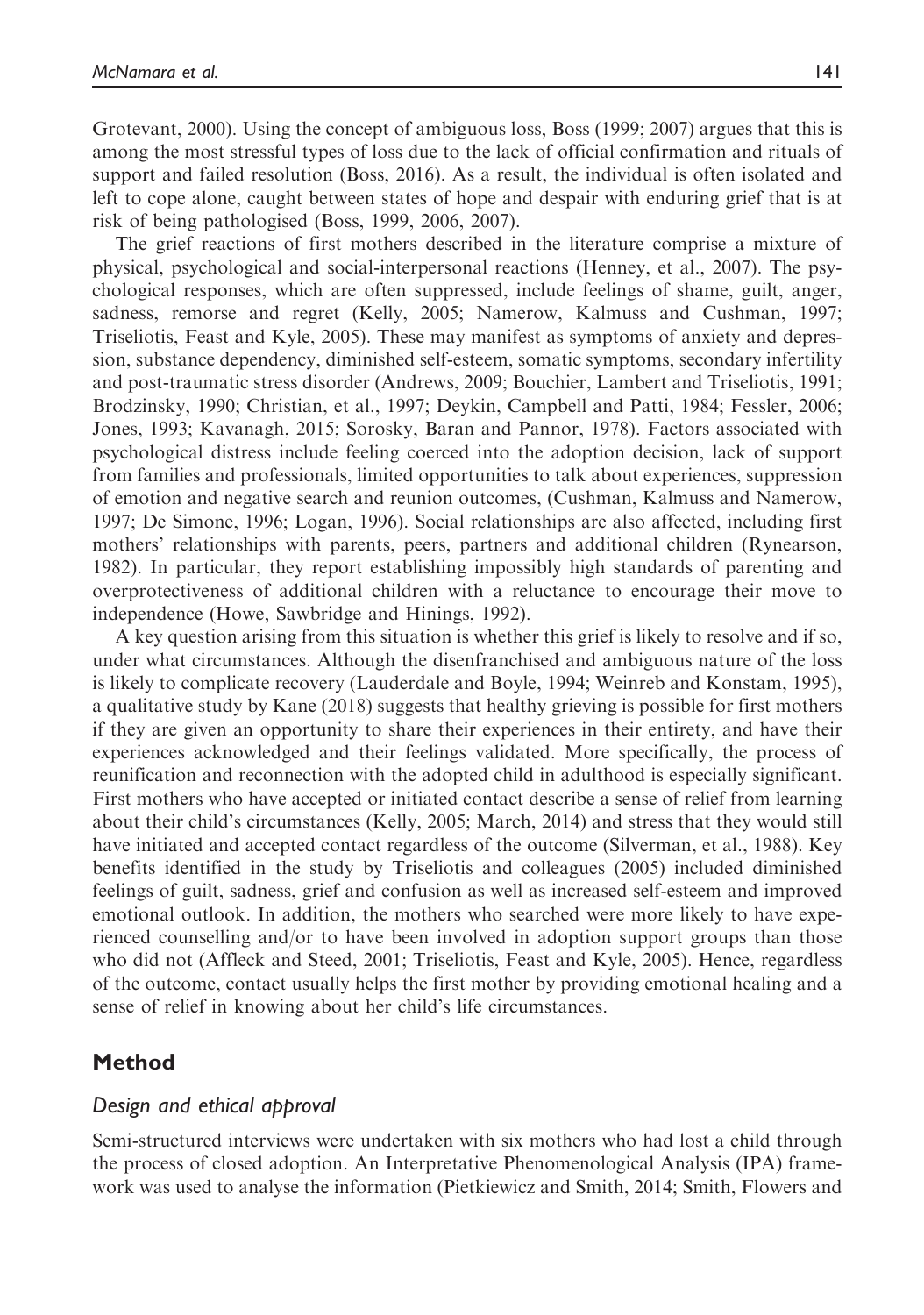Grotevant, 2000). Using the concept of ambiguous loss, Boss (1999; 2007) argues that this is among the most stressful types of loss due to the lack of official confirmation and rituals of support and failed resolution (Boss, 2016). As a result, the individual is often isolated and left to cope alone, caught between states of hope and despair with enduring grief that is at risk of being pathologised (Boss, 1999, 2006, 2007).

The grief reactions of first mothers described in the literature comprise a mixture of physical, psychological and social-interpersonal reactions (Henney, et al., 2007). The psychological responses, which are often suppressed, include feelings of shame, guilt, anger, sadness, remorse and regret (Kelly, 2005; Namerow, Kalmuss and Cushman, 1997; Triseliotis, Feast and Kyle, 2005). These may manifest as symptoms of anxiety and depression, substance dependency, diminished self-esteem, somatic symptoms, secondary infertility and post-traumatic stress disorder (Andrews, 2009; Bouchier, Lambert and Triseliotis, 1991; Brodzinsky, 1990; Christian, et al., 1997; Deykin, Campbell and Patti, 1984; Fessler, 2006; Jones, 1993; Kavanagh, 2015; Sorosky, Baran and Pannor, 1978). Factors associated with psychological distress include feeling coerced into the adoption decision, lack of support from families and professionals, limited opportunities to talk about experiences, suppression of emotion and negative search and reunion outcomes, (Cushman, Kalmuss and Namerow, 1997; De Simone, 1996; Logan, 1996). Social relationships are also affected, including first mothers' relationships with parents, peers, partners and additional children (Rynearson, 1982). In particular, they report establishing impossibly high standards of parenting and overprotectiveness of additional children with a reluctance to encourage their move to independence (Howe, Sawbridge and Hinings, 1992).

A key question arising from this situation is whether this grief is likely to resolve and if so, under what circumstances. Although the disenfranchised and ambiguous nature of the loss is likely to complicate recovery (Lauderdale and Boyle, 1994; Weinreb and Konstam, 1995), a qualitative study by Kane (2018) suggests that healthy grieving is possible for first mothers if they are given an opportunity to share their experiences in their entirety, and have their experiences acknowledged and their feelings validated. More specifically, the process of reunification and reconnection with the adopted child in adulthood is especially significant. First mothers who have accepted or initiated contact describe a sense of relief from learning about their child's circumstances (Kelly, 2005; March, 2014) and stress that they would still have initiated and accepted contact regardless of the outcome (Silverman, et al., 1988). Key benefits identified in the study by Triseliotis and colleagues (2005) included diminished feelings of guilt, sadness, grief and confusion as well as increased self-esteem and improved emotional outlook. In addition, the mothers who searched were more likely to have experienced counselling and/or to have been involved in adoption support groups than those who did not (Affleck and Steed, 2001; Triseliotis, Feast and Kyle, 2005). Hence, regardless of the outcome, contact usually helps the first mother by providing emotional healing and a sense of relief in knowing about her child's life circumstances.

## Method

### *Design and ethical approval*

Semi-structured interviews were undertaken with six mothers who had lost a child through the process of closed adoption. An Interpretative Phenomenological Analysis (IPA) framework was used to analyse the information (Pietkiewicz and Smith, 2014; Smith, Flowers and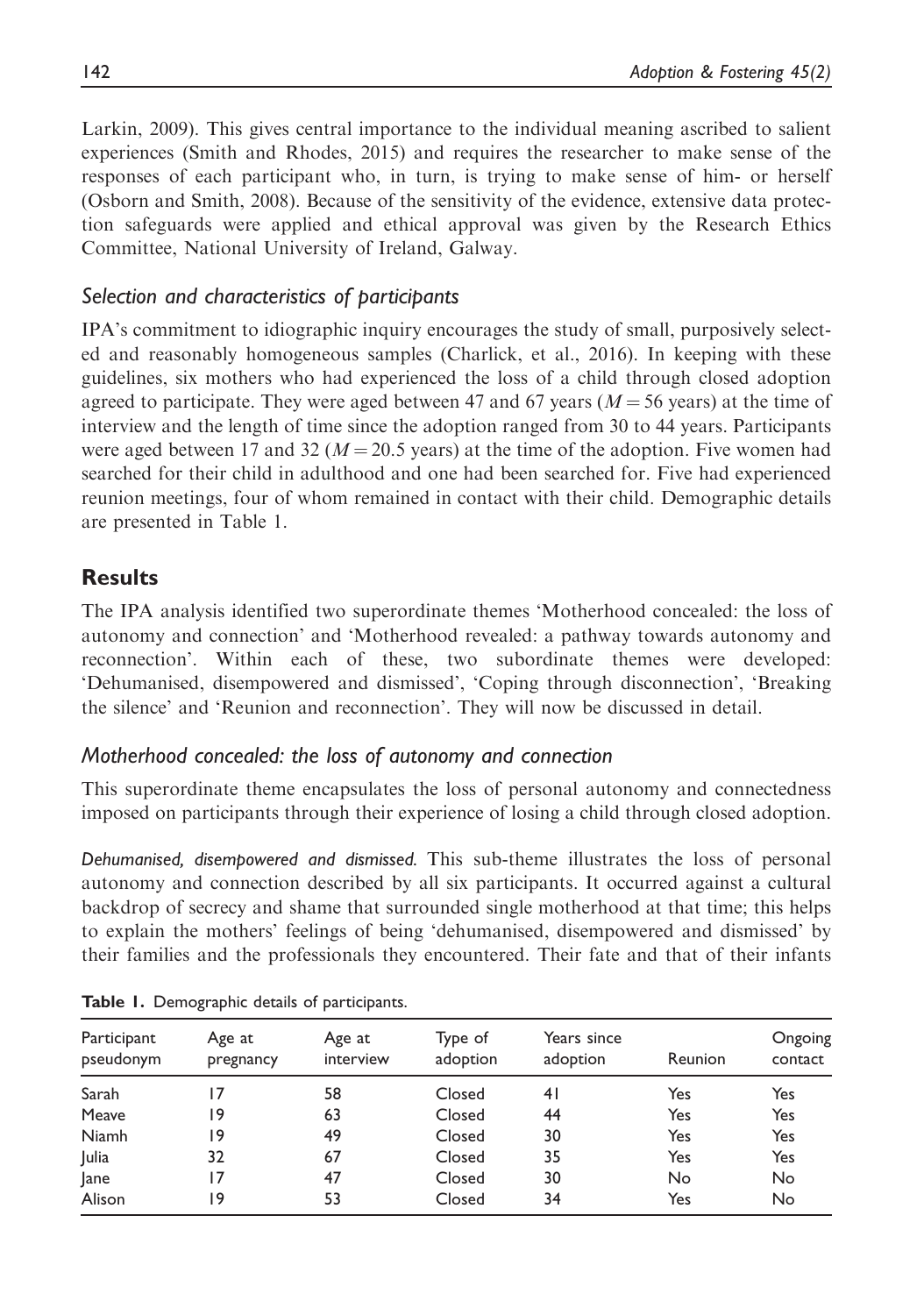Larkin, 2009). This gives central importance to the individual meaning ascribed to salient experiences (Smith and Rhodes, 2015) and requires the researcher to make sense of the responses of each participant who, in turn, is trying to make sense of him- or herself (Osborn and Smith, 2008). Because of the sensitivity of the evidence, extensive data protection safeguards were applied and ethical approval was given by the Research Ethics Committee, National University of Ireland, Galway.

### *Selection and characteristics of participants*

IPA's commitment to idiographic inquiry encourages the study of small, purposively selected and reasonably homogeneous samples (Charlick, et al., 2016). In keeping with these guidelines, six mothers who had experienced the loss of a child through closed adoption agreed to participate. They were aged between 47 and 67 years ($M = 56$ years) at the time of interview and the length of time since the adoption ranged from 30 to 44 years. Participants were aged between 17 and 32 ($M = 20.5$ years) at the time of the adoption. Five women had searched for their child in adulthood and one had been searched for. Five had experienced reunion meetings, four of whom remained in contact with their child. Demographic details are presented in Table 1.

## Results

The IPA analysis identified two superordinate themes 'Motherhood concealed: the loss of autonomy and connection' and 'Motherhood revealed: a pathway towards autonomy and reconnection'. Within each of these, two subordinate themes were developed: 'Dehumanised, disempowered and dismissed', 'Coping through disconnection', 'Breaking the silence' and 'Reunion and reconnection'. They will now be discussed in detail.

### *Motherhood concealed: the loss of autonomy and connection*

This superordinate theme encapsulates the loss of personal autonomy and connectedness imposed on participants through their experience of losing a child through closed adoption.

*Dehumanised, disempowered and dismissed.* This sub-theme illustrates the loss of personal autonomy and connection described by all six participants. It occurred against a cultural backdrop of secrecy and shame that surrounded single motherhood at that time; this helps to explain the mothers' feelings of being 'dehumanised, disempowered and dismissed' by their families and the professionals they encountered. Their fate and that of their infants

**Table 1.** Demographic details of participants.

| Participant pseudonym | Age at pregnancy | Age at interview | Type of adoption | Years since adoption | Reunion | Ongoing contact |
|---|---|---|---|---|---|---|
| Sarah | 17 | 58 | Closed | 41 | Yes | Yes |
| Meave | 19 | 63 | Closed | 44 | Yes | Yes |
| Niamh | 19 | 49 | Closed | 30 | Yes | Yes |
| Julia | 32 | 67 | Closed | 35 | Yes | Yes |
| Jane | 17 | 47 | Closed | 30 | No | No |
| Alison | 19 | 53 | Closed | 34 | Yes | No |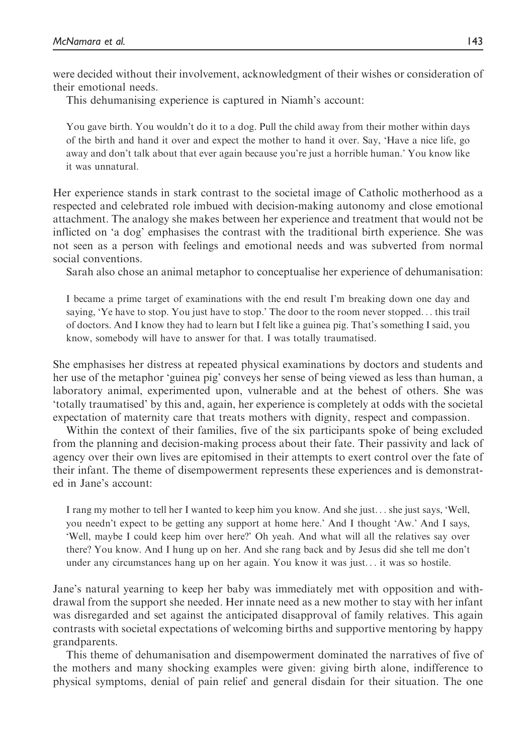were decided without their involvement, acknowledgment of their wishes or consideration of their emotional needs.

This dehumanising experience is captured in Niamh's account:

> You gave birth. You wouldn't do it to a dog. Pull the child away from their mother within days of the birth and hand it over and expect the mother to hand it over. Say, 'Have a nice life, go away and don't talk about that ever again because you're just a horrible human.' You know like it was unnatural.

Her experience stands in stark contrast to the societal image of Catholic motherhood as a respected and celebrated role imbued with decision-making autonomy and close emotional attachment. The analogy she makes between her experience and treatment that would not be inflicted on 'a dog' emphasises the contrast with the traditional birth experience. She was not seen as a person with feelings and emotional needs and was subverted from normal social conventions.

Sarah also chose an animal metaphor to conceptualise her experience of dehumanisation:

> I became a prime target of examinations with the end result I'm breaking down one day and saying, 'Ye have to stop. You just have to stop.' The door to the room never stopped... this trail of doctors. And I know they had to learn but I felt like a guinea pig. That's something I said, you know, somebody will have to answer for that. I was totally traumatised.

She emphasises her distress at repeated physical examinations by doctors and students and her use of the metaphor 'guinea pig' conveys her sense of being viewed as less than human, a laboratory animal, experimented upon, vulnerable and at the behest of others. She was 'totally traumatised' by this and, again, her experience is completely at odds with the societal expectation of maternity care that treats mothers with dignity, respect and compassion.

Within the context of their families, five of the six participants spoke of being excluded from the planning and decision-making process about their fate. Their passivity and lack of agency over their own lives are epitomised in their attempts to exert control over the fate of their infant. The theme of disempowerment represents these experiences and is demonstrated in Jane's account:

> I rang my mother to tell her I wanted to keep him you know. And she just... she just says, 'Well, you needn't expect to be getting any support at home here.' And I thought 'Aw.' And I says, 'Well, maybe I could keep him over here?' Oh yeah. And what will all the relatives say over there? You know. And I hung up on her. And she rang back and by Jesus did she tell me don't under any circumstances hang up on her again. You know it was just... it was so hostile.

Jane's natural yearning to keep her baby was immediately met with opposition and withdrawal from the support she needed. Her innate need as a new mother to stay with her infant was disregarded and set against the anticipated disapproval of family relatives. This again contrasts with societal expectations of welcoming births and supportive mentoring by happy grandparents.

This theme of dehumanisation and disempowerment dominated the narratives of five of the mothers and many shocking examples were given: giving birth alone, indifference to physical symptoms, denial of pain relief and general disdain for their situation. The one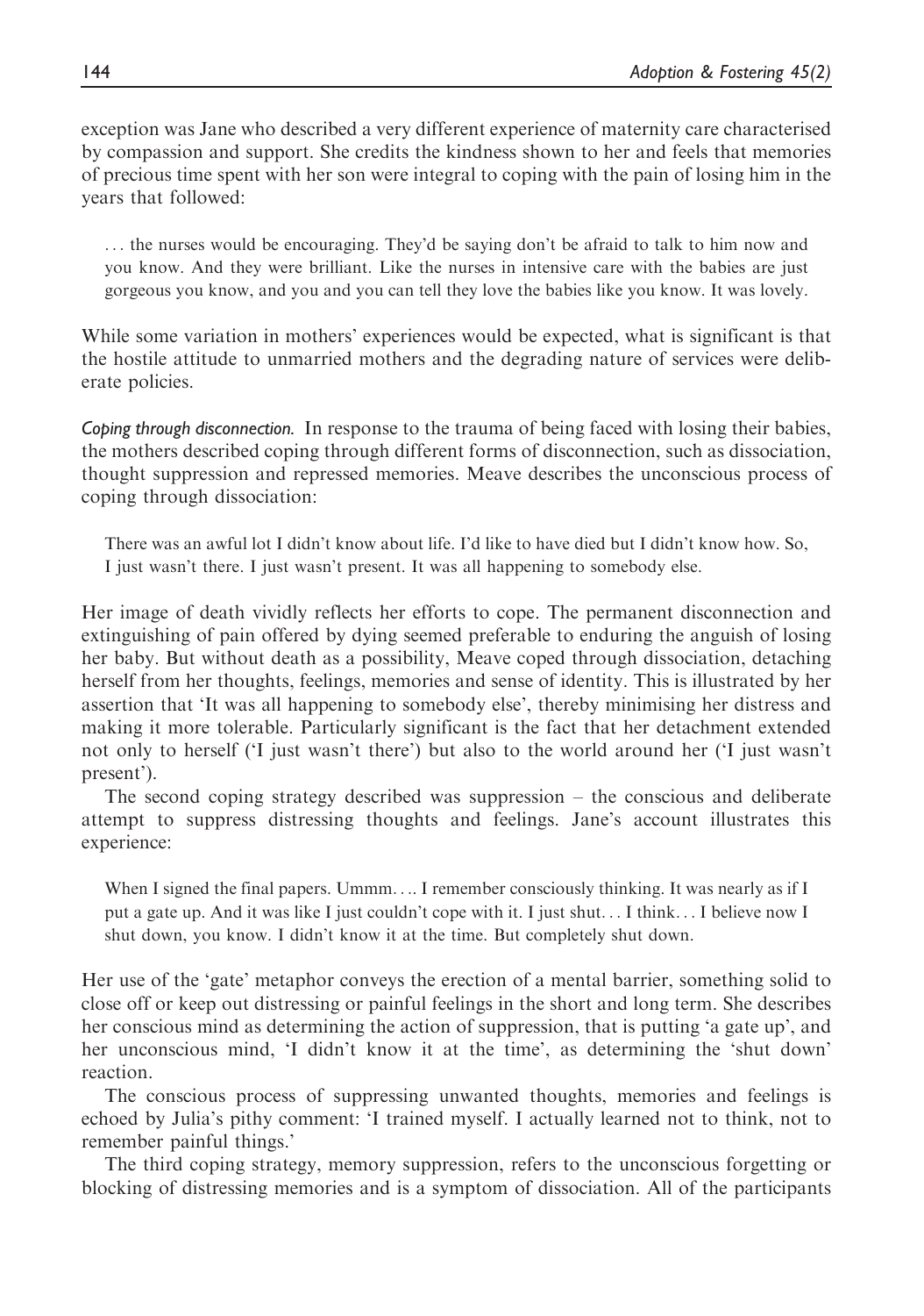exception was Jane who described a very different experience of maternity care characterised by compassion and support. She credits the kindness shown to her and feels that memories of precious time spent with her son were integral to coping with the pain of losing him in the years that followed:

> . . . the nurses would be encouraging. They'd be saying don't be afraid to talk to him now and you know. And they were brilliant. Like the nurses in intensive care with the babies are just gorgeous you know, and you and you can tell they love the babies like you know. It was lovely.

While some variation in mothers' experiences would be expected, what is significant is that the hostile attitude to unmarried mothers and the degrading nature of services were deliberate policies.

*Coping through disconnection.* In response to the trauma of being faced with losing their babies, the mothers described coping through different forms of disconnection, such as dissociation, thought suppression and repressed memories. Meave describes the unconscious process of coping through dissociation:

> There was an awful lot I didn't know about life. I'd like to have died but I didn't know how. So, I just wasn't there. I just wasn't present. It was all happening to somebody else.

Her image of death vividly reflects her efforts to cope. The permanent disconnection and extinguishing of pain offered by dying seemed preferable to enduring the anguish of losing her baby. But without death as a possibility, Meave coped through dissociation, detaching herself from her thoughts, feelings, memories and sense of identity. This is illustrated by her assertion that 'It was all happening to somebody else', thereby minimising her distress and making it more tolerable. Particularly significant is the fact that her detachment extended not only to herself ('I just wasn't there') but also to the world around her ('I just wasn't present').

The second coping strategy described was suppression – the conscious and deliberate attempt to suppress distressing thoughts and feelings. Jane's account illustrates this experience:

> When I signed the final papers. Ummm. . .. I remember consciously thinking. It was nearly as if I put a gate up. And it was like I just couldn't cope with it. I just shut. . . I think. . . I believe now I shut down, you know. I didn't know it at the time. But completely shut down.

Her use of the 'gate' metaphor conveys the erection of a mental barrier, something solid to close off or keep out distressing or painful feelings in the short and long term. She describes her conscious mind as determining the action of suppression, that is putting 'a gate up', and her unconscious mind, 'I didn't know it at the time', as determining the 'shut down' reaction.

The conscious process of suppressing unwanted thoughts, memories and feelings is echoed by Julia's pithy comment: 'I trained myself. I actually learned not to think, not to remember painful things.'

The third coping strategy, memory suppression, refers to the unconscious forgetting or blocking of distressing memories and is a symptom of dissociation. All of the participants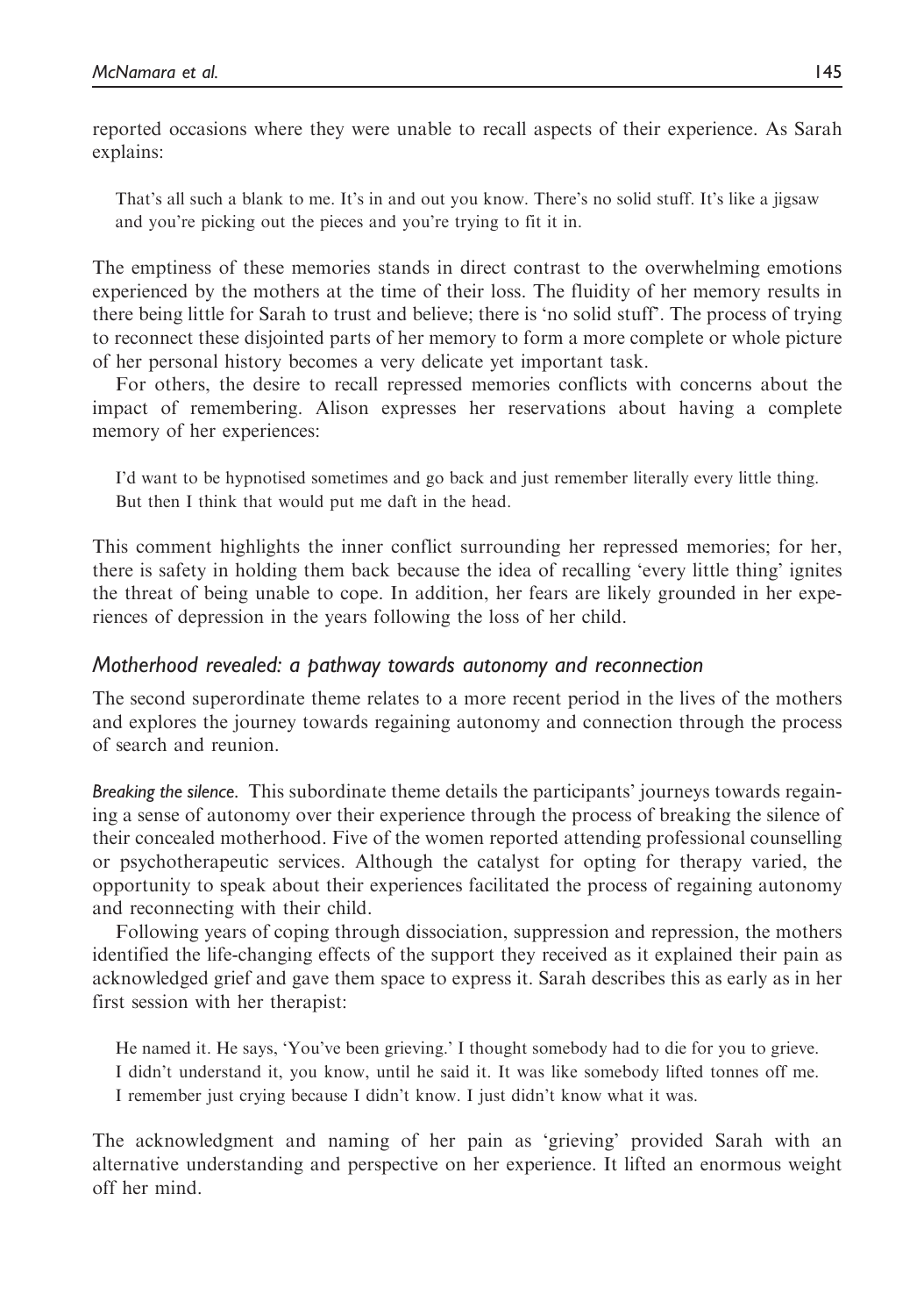reported occasions where they were unable to recall aspects of their experience. As Sarah explains:

> That's all such a blank to me. It's in and out you know. There's no solid stuff. It's like a jigsaw and you're picking out the pieces and you're trying to fit it in.

The emptiness of these memories stands in direct contrast to the overwhelming emotions experienced by the mothers at the time of their loss. The fluidity of her memory results in there being little for Sarah to trust and believe; there is 'no solid stuff'. The process of trying to reconnect these disjointed parts of her memory to form a more complete or whole picture of her personal history becomes a very delicate yet important task.

For others, the desire to recall repressed memories conflicts with concerns about the impact of remembering. Alison expresses her reservations about having a complete memory of her experiences:

> I'd want to be hypnotised sometimes and go back and just remember literally every little thing. But then I think that would put me daft in the head.

This comment highlights the inner conflict surrounding her repressed memories; for her, there is safety in holding them back because the idea of recalling 'every little thing' ignites the threat of being unable to cope. In addition, her fears are likely grounded in her experiences of depression in the years following the loss of her child.

### *Motherhood revealed: a pathway towards autonomy and reconnection*

The second superordinate theme relates to a more recent period in the lives of the mothers and explores the journey towards regaining autonomy and connection through the process of search and reunion.

*Breaking the silence.* This subordinate theme details the participants' journeys towards regaining a sense of autonomy over their experience through the process of breaking the silence of their concealed motherhood. Five of the women reported attending professional counselling or psychotherapeutic services. Although the catalyst for opting for therapy varied, the opportunity to speak about their experiences facilitated the process of regaining autonomy and reconnecting with their child.

Following years of coping through dissociation, suppression and repression, the mothers identified the life-changing effects of the support they received as it explained their pain as acknowledged grief and gave them space to express it. Sarah describes this as early as in her first session with her therapist:

> He named it. He says, 'You've been grieving.' I thought somebody had to die for you to grieve. I didn't understand it, you know, until he said it. It was like somebody lifted tonnes off me. I remember just crying because I didn't know. I just didn't know what it was.

The acknowledgment and naming of her pain as 'grieving' provided Sarah with an alternative understanding and perspective on her experience. It lifted an enormous weight off her mind.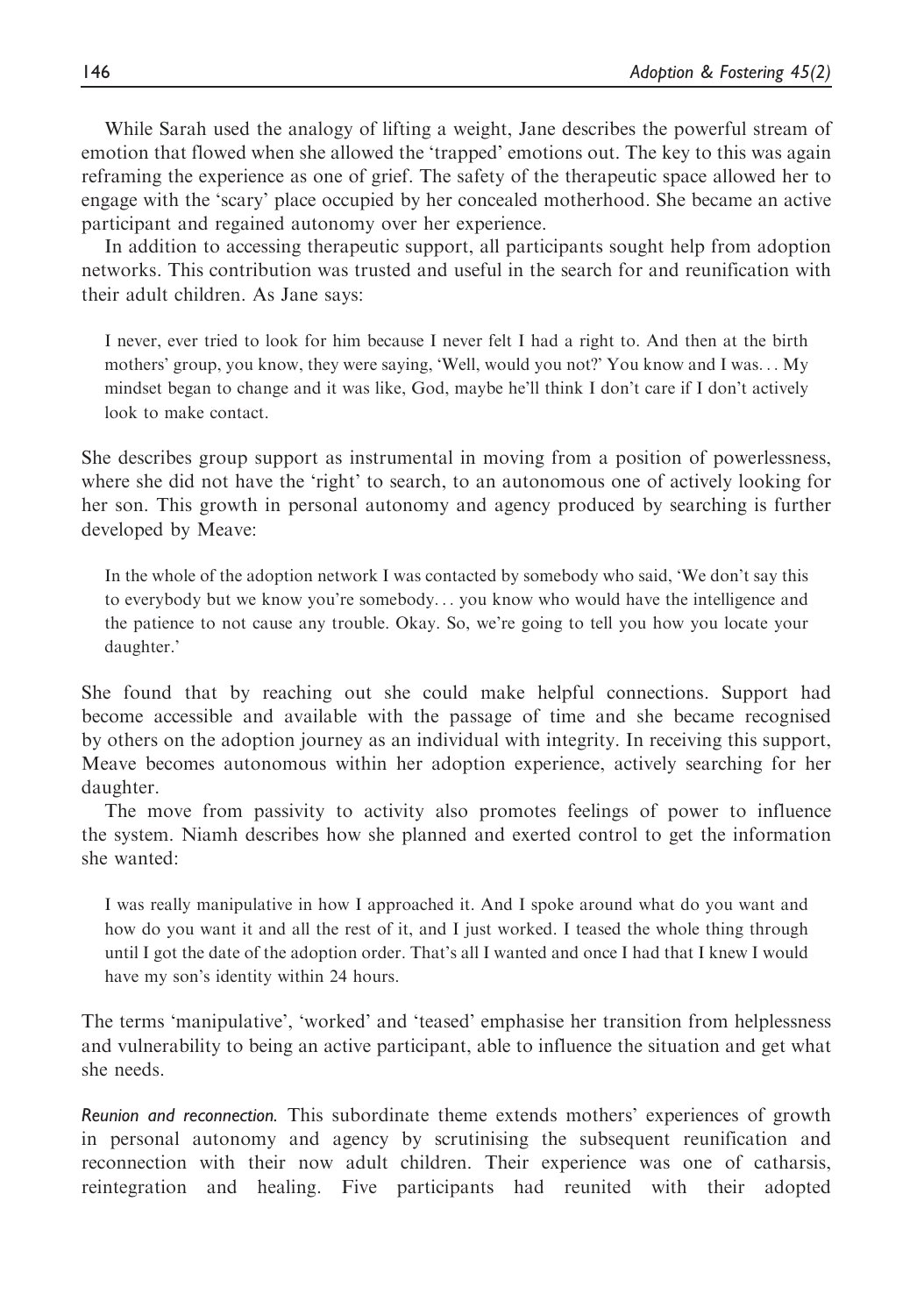While Sarah used the analogy of lifting a weight, Jane describes the powerful stream of emotion that flowed when she allowed the 'trapped' emotions out. The key to this was again reframing the experience as one of grief. The safety of the therapeutic space allowed her to engage with the 'scary' place occupied by her concealed motherhood. She became an active participant and regained autonomy over her experience.

In addition to accessing therapeutic support, all participants sought help from adoption networks. This contribution was trusted and useful in the search for and reunification with their adult children. As Jane says:

> I never, ever tried to look for him because I never felt I had a right to. And then at the birth mothers' group, you know, they were saying, 'Well, would you not?' You know and I was... My mindset began to change and it was like, God, maybe he'll think I don't care if I don't actively look to make contact.

She describes group support as instrumental in moving from a position of powerlessness, where she did not have the 'right' to search, to an autonomous one of actively looking for her son. This growth in personal autonomy and agency produced by searching is further developed by Meave:

> In the whole of the adoption network I was contacted by somebody who said, 'We don't say this to everybody but we know you're somebody... you know who would have the intelligence and the patience to not cause any trouble. Okay. So, we're going to tell you how you locate your daughter.'

She found that by reaching out she could make helpful connections. Support had become accessible and available with the passage of time and she became recognised by others on the adoption journey as an individual with integrity. In receiving this support, Meave becomes autonomous within her adoption experience, actively searching for her daughter.

The move from passivity to activity also promotes feelings of power to influence the system. Niamh describes how she planned and exerted control to get the information she wanted:

> I was really manipulative in how I approached it. And I spoke around what do you want and how do you want it and all the rest of it, and I just worked. I teased the whole thing through until I got the date of the adoption order. That's all I wanted and once I had that I knew I would have my son's identity within 24 hours.

The terms 'manipulative', 'worked' and 'teased' emphasise her transition from helplessness and vulnerability to being an active participant, able to influence the situation and get what she needs.

*Reunion and reconnection.* This subordinate theme extends mothers' experiences of growth in personal autonomy and agency by scrutinising the subsequent reunification and reconnection with their now adult children. Their experience was one of catharsis, reintegration and healing. Five participants had reunited with their adopted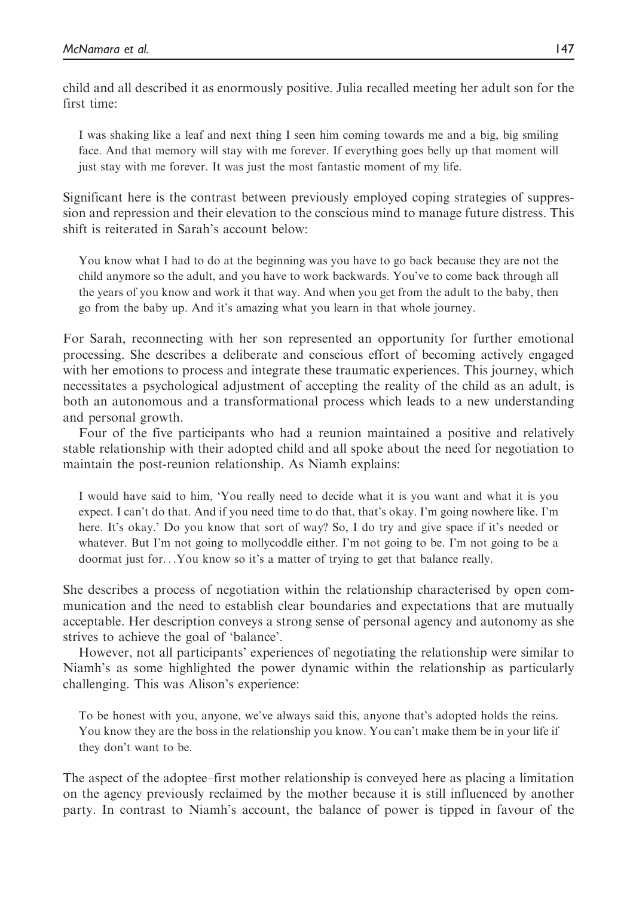child and all described it as enormously positive. Julia recalled meeting her adult son for the first time:

> I was shaking like a leaf and next thing I seen him coming towards me and a big, big smiling face. And that memory will stay with me forever. If everything goes belly up that moment will just stay with me forever. It was just the most fantastic moment of my life.

Significant here is the contrast between previously employed coping strategies of suppression and repression and their elevation to the conscious mind to manage future distress. This shift is reiterated in Sarah's account below:

> You know what I had to do at the beginning was you have to go back because they are not the child anymore so the adult, and you have to work backwards. You've to come back through all the years of you know and work it that way. And when you get from the adult to the baby, then go from the baby up. And it's amazing what you learn in that whole journey.

For Sarah, reconnecting with her son represented an opportunity for further emotional processing. She describes a deliberate and conscious effort of becoming actively engaged with her emotions to process and integrate these traumatic experiences. This journey, which necessitates a psychological adjustment of accepting the reality of the child as an adult, is both an autonomous and a transformational process which leads to a new understanding and personal growth.

Four of the five participants who had a reunion maintained a positive and relatively stable relationship with their adopted child and all spoke about the need for negotiation to maintain the post-reunion relationship. As Niamh explains:

> I would have said to him, 'You really need to decide what it is you want and what it is you expect. I can't do that. And if you need time to do that, that's okay. I'm going nowhere like. I'm here. It's okay.' Do you know that sort of way? So, I do try and give space if it's needed or whatever. But I'm not going to mollycoddle either. I'm not going to be. I'm not going to be a doormat just for...You know so it's a matter of trying to get that balance really.

She describes a process of negotiation within the relationship characterised by open communication and the need to establish clear boundaries and expectations that are mutually acceptable. Her description conveys a strong sense of personal agency and autonomy as she strives to achieve the goal of 'balance'.

However, not all participants' experiences of negotiating the relationship were similar to Niamh's as some highlighted the power dynamic within the relationship as particularly challenging. This was Alison's experience:

> To be honest with you, anyone, we've always said this, anyone that's adopted holds the reins. You know they are the boss in the relationship you know. You can't make them be in your life if they don't want to be.

The aspect of the adoptee–first mother relationship is conveyed here as placing a limitation on the agency previously reclaimed by the mother because it is still influenced by another party. In contrast to Niamh's account, the balance of power is tipped in favour of the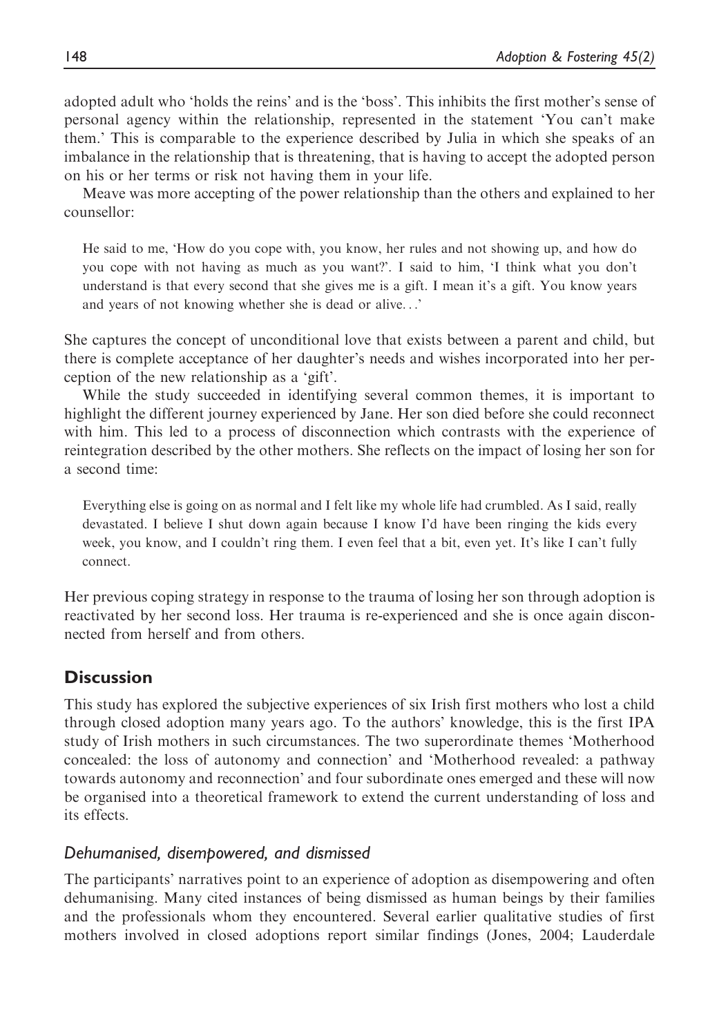adopted adult who 'holds the reins' and is the 'boss'. This inhibits the first mother's sense of personal agency within the relationship, represented in the statement 'You can't make them.' This is comparable to the experience described by Julia in which she speaks of an imbalance in the relationship that is threatening, that is having to accept the adopted person on his or her terms or risk not having them in your life.

Meave was more accepting of the power relationship than the others and explained to her counsellor:

> He said to me, 'How do you cope with, you know, her rules and not showing up, and how do you cope with not having as much as you want?'. I said to him, 'I think what you don't understand is that every second that she gives me is a gift. I mean it's a gift. You know years and years of not knowing whether she is dead or alive...'

She captures the concept of unconditional love that exists between a parent and child, but there is complete acceptance of her daughter's needs and wishes incorporated into her perception of the new relationship as a 'gift'.

While the study succeeded in identifying several common themes, it is important to highlight the different journey experienced by Jane. Her son died before she could reconnect with him. This led to a process of disconnection which contrasts with the experience of reintegration described by the other mothers. She reflects on the impact of losing her son for a second time:

> Everything else is going on as normal and I felt like my whole life had crumbled. As I said, really devastated. I believe I shut down again because I know I'd have been ringing the kids every week, you know, and I couldn't ring them. I even feel that a bit, even yet. It's like I can't fully connect.

Her previous coping strategy in response to the trauma of losing her son through adoption is reactivated by her second loss. Her trauma is re-experienced and she is once again disconnected from herself and from others.

## Discussion

This study has explored the subjective experiences of six Irish first mothers who lost a child through closed adoption many years ago. To the authors' knowledge, this is the first IPA study of Irish mothers in such circumstances. The two superordinate themes 'Motherhood concealed: the loss of autonomy and connection' and 'Motherhood revealed: a pathway towards autonomy and reconnection' and four subordinate ones emerged and these will now be organised into a theoretical framework to extend the current understanding of loss and its effects.

### *Dehumanised, disempowered, and dismissed*

The participants' narratives point to an experience of adoption as disempowering and often dehumanising. Many cited instances of being dismissed as human beings by their families and the professionals whom they encountered. Several earlier qualitative studies of first mothers involved in closed adoptions report similar findings (Jones, 2004; Lauderdale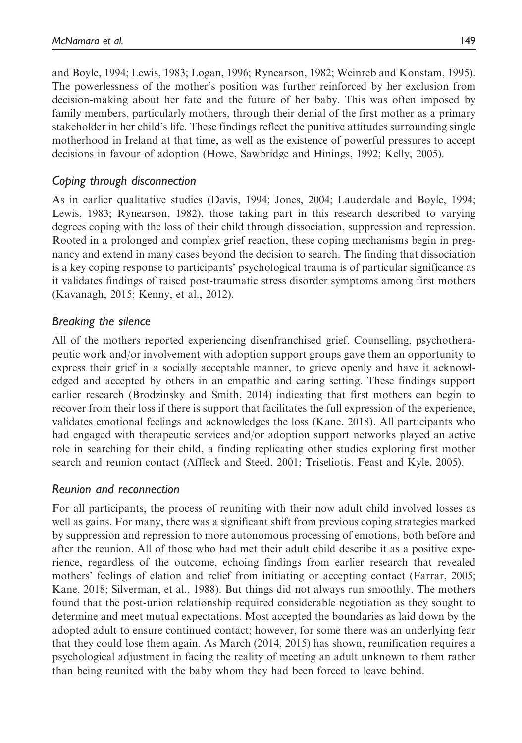and Boyle, 1994; Lewis, 1983; Logan, 1996; Rynearson, 1982; Weinreb and Konstam, 1995). The powerlessness of the mother's position was further reinforced by her exclusion from decision-making about her fate and the future of her baby. This was often imposed by family members, particularly mothers, through their denial of the first mother as a primary stakeholder in her child's life. These findings reflect the punitive attitudes surrounding single motherhood in Ireland at that time, as well as the existence of powerful pressures to accept decisions in favour of adoption (Howe, Sawbridge and Hinings, 1992; Kelly, 2005).

### *Coping through disconnection*

As in earlier qualitative studies (Davis, 1994; Jones, 2004; Lauderdale and Boyle, 1994; Lewis, 1983; Rynearson, 1982), those taking part in this research described to varying degrees coping with the loss of their child through dissociation, suppression and repression. Rooted in a prolonged and complex grief reaction, these coping mechanisms begin in pregnancy and extend in many cases beyond the decision to search. The finding that dissociation is a key coping response to participants' psychological trauma is of particular significance as it validates findings of raised post-traumatic stress disorder symptoms among first mothers (Kavanagh, 2015; Kenny, et al., 2012).

### *Breaking the silence*

All of the mothers reported experiencing disenfranchised grief. Counselling, psychotherapeutic work and/or involvement with adoption support groups gave them an opportunity to express their grief in a socially acceptable manner, to grieve openly and have it acknowledged and accepted by others in an empathic and caring setting. These findings support earlier research (Brodzinsky and Smith, 2014) indicating that first mothers can begin to recover from their loss if there is support that facilitates the full expression of the experience, validates emotional feelings and acknowledges the loss (Kane, 2018). All participants who had engaged with therapeutic services and/or adoption support networks played an active role in searching for their child, a finding replicating other studies exploring first mother search and reunion contact (Affleck and Steed, 2001; Triseliotis, Feast and Kyle, 2005).

### *Reunion and reconnection*

For all participants, the process of reuniting with their now adult child involved losses as well as gains. For many, there was a significant shift from previous coping strategies marked by suppression and repression to more autonomous processing of emotions, both before and after the reunion. All of those who had met their adult child describe it as a positive experience, regardless of the outcome, echoing findings from earlier research that revealed mothers' feelings of elation and relief from initiating or accepting contact (Farrar, 2005; Kane, 2018; Silverman, et al., 1988). But things did not always run smoothly. The mothers found that the post-union relationship required considerable negotiation as they sought to determine and meet mutual expectations. Most accepted the boundaries as laid down by the adopted adult to ensure continued contact; however, for some there was an underlying fear that they could lose them again. As March (2014, 2015) has shown, reunification requires a psychological adjustment in facing the reality of meeting an adult unknown to them rather than being reunited with the baby whom they had been forced to leave behind.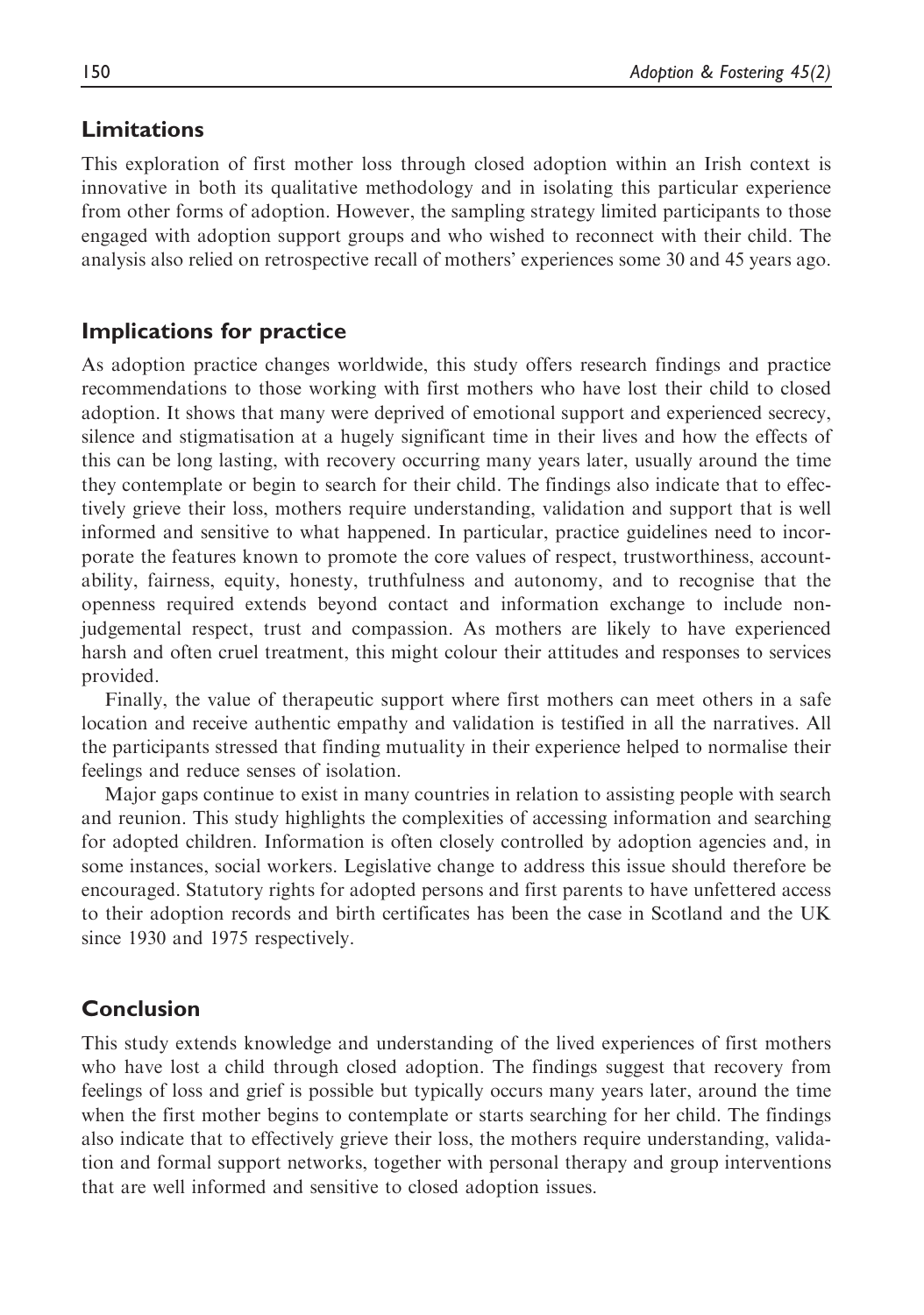## Limitations

This exploration of first mother loss through closed adoption within an Irish context is innovative in both its qualitative methodology and in isolating this particular experience from other forms of adoption. However, the sampling strategy limited participants to those engaged with adoption support groups and who wished to reconnect with their child. The analysis also relied on retrospective recall of mothers' experiences some 30 and 45 years ago.

## Implications for practice

As adoption practice changes worldwide, this study offers research findings and practice recommendations to those working with first mothers who have lost their child to closed adoption. It shows that many were deprived of emotional support and experienced secrecy, silence and stigmatisation at a hugely significant time in their lives and how the effects of this can be long lasting, with recovery occurring many years later, usually around the time they contemplate or begin to search for their child. The findings also indicate that to effectively grieve their loss, mothers require understanding, validation and support that is well informed and sensitive to what happened. In particular, practice guidelines need to incorporate the features known to promote the core values of respect, trustworthiness, accountability, fairness, equity, honesty, truthfulness and autonomy, and to recognise that the openness required extends beyond contact and information exchange to include non-judgemental respect, trust and compassion. As mothers are likely to have experienced harsh and often cruel treatment, this might colour their attitudes and responses to services provided.

Finally, the value of therapeutic support where first mothers can meet others in a safe location and receive authentic empathy and validation is testified in all the narratives. All the participants stressed that finding mutuality in their experience helped to normalise their feelings and reduce senses of isolation.

Major gaps continue to exist in many countries in relation to assisting people with search and reunion. This study highlights the complexities of accessing information and searching for adopted children. Information is often closely controlled by adoption agencies and, in some instances, social workers. Legislative change to address this issue should therefore be encouraged. Statutory rights for adopted persons and first parents to have unfettered access to their adoption records and birth certificates has been the case in Scotland and the UK since 1930 and 1975 respectively.

## Conclusion

This study extends knowledge and understanding of the lived experiences of first mothers who have lost a child through closed adoption. The findings suggest that recovery from feelings of loss and grief is possible but typically occurs many years later, around the time when the first mother begins to contemplate or starts searching for her child. The findings also indicate that to effectively grieve their loss, the mothers require understanding, validation and formal support networks, together with personal therapy and group interventions that are well informed and sensitive to closed adoption issues.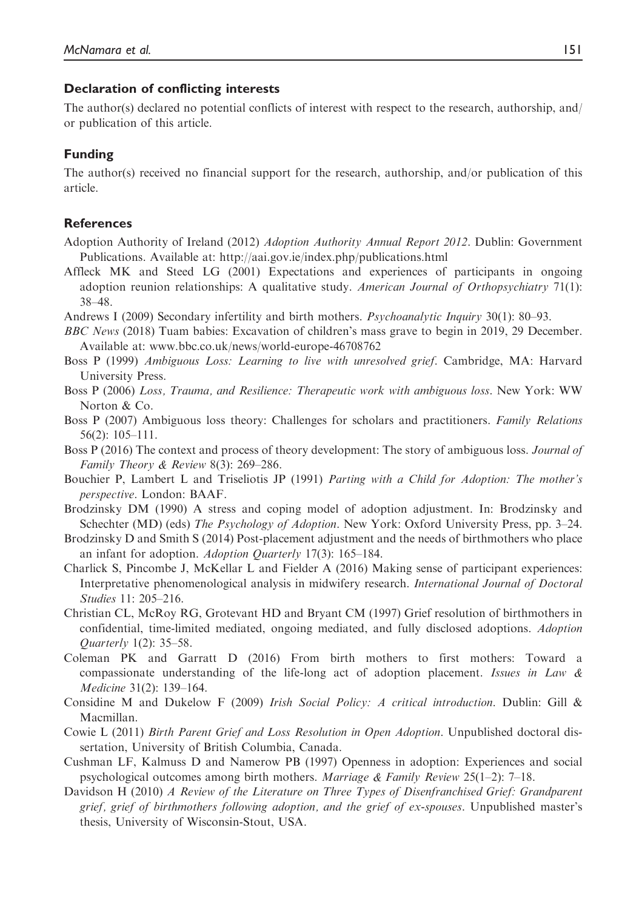### Declaration of conflicting interests

The author(s) declared no potential conflicts of interest with respect to the research, authorship, and/or publication of this article.

### Funding

The author(s) received no financial support for the research, authorship, and/or publication of this article.

### References

Adoption Authority of Ireland (2012) *Adoption Authority Annual Report 2012*. Dublin: Government Publications. Available at: http://aai.gov.ie/index.php/publications.html

Affleck MK and Steed LG (2001) Expectations and experiences of participants in ongoing adoption reunion relationships: A qualitative study. *American Journal of Orthopsychiatry* 71(1): 38–48.

Andrews I (2009) Secondary infertility and birth mothers. *Psychoanalytic Inquiry* 30(1): 80–93.

*BBC News* (2018) Tuam babies: Excavation of children's mass grave to begin in 2019, 29 December. Available at: www.bbc.co.uk/news/world-europe-46708762

Boss P (1999) *Ambiguous Loss: Learning to live with unresolved grief*. Cambridge, MA: Harvard University Press.

Boss P (2006) *Loss, Trauma, and Resilience: Therapeutic work with ambiguous loss*. New York: WW Norton & Co.

Boss P (2007) Ambiguous loss theory: Challenges for scholars and practitioners. *Family Relations* 56(2): 105–111.

Boss P (2016) The context and process of theory development: The story of ambiguous loss. *Journal of Family Theory & Review* 8(3): 269–286.

Bouchier P, Lambert L and Triseliotis JP (1991) *Parting with a Child for Adoption: The mother's perspective*. London: BAAF.

Brodzinsky DM (1990) A stress and coping model of adoption adjustment. In: Brodzinsky and Schechter (MD) (eds) *The Psychology of Adoption*. New York: Oxford University Press, pp. 3–24.

Brodzinsky D and Smith S (2014) Post-placement adjustment and the needs of birthmothers who place an infant for adoption. *Adoption Quarterly* 17(3): 165–184.

Charlick S, Pincombe J, McKellar L and Fielder A (2016) Making sense of participant experiences: Interpretative phenomenological analysis in midwifery research. *International Journal of Doctoral Studies* 11: 205–216.

Christian CL, McRoy RG, Grotevant HD and Bryant CM (1997) Grief resolution of birthmothers in confidential, time-limited mediated, ongoing mediated, and fully disclosed adoptions. *Adoption Quarterly* 1(2): 35–58.

Coleman PK and Garratt D (2016) From birth mothers to first mothers: Toward a compassionate understanding of the life-long act of adoption placement. *Issues in Law & Medicine* 31(2): 139–164.

Considine M and Dukelow F (2009) *Irish Social Policy: A critical introduction*. Dublin: Gill & Macmillan.

Cowie L (2011) *Birth Parent Grief and Loss Resolution in Open Adoption*. Unpublished doctoral dissertation, University of British Columbia, Canada.

Cushman LF, Kalmuss D and Namerow PB (1997) Openness in adoption: Experiences and social psychological outcomes among birth mothers. *Marriage & Family Review* 25(1–2): 7–18.

Davidson H (2010) *A Review of the Literature on Three Types of Disenfranchised Grief: Grandparent grief, grief of birthmothers following adoption, and the grief of ex-spouses*. Unpublished master's thesis, University of Wisconsin-Stout, USA.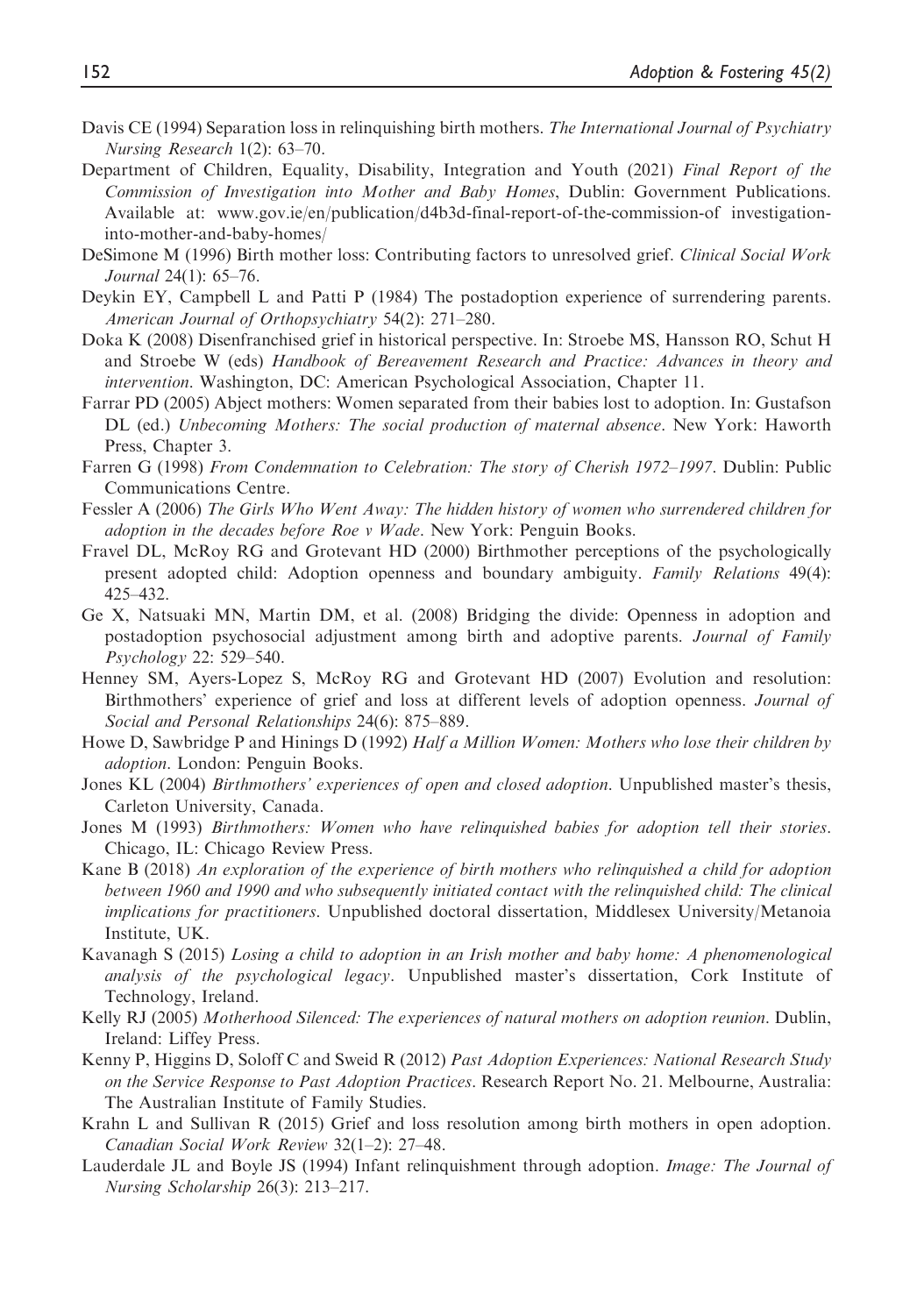Davis CE (1994) Separation loss in relinquishing birth mothers. *The International Journal of Psychiatry Nursing Research* 1(2): 63–70.

Department of Children, Equality, Disability, Integration and Youth (2021) *Final Report of the Commission of Investigation into Mother and Baby Homes*, Dublin: Government Publications. Available at: www.gov.ie/en/publication/d4b3d-final-report-of-the-commission-of investigation-into-mother-and-baby-homes/

DeSimone M (1996) Birth mother loss: Contributing factors to unresolved grief. *Clinical Social Work Journal* 24(1): 65–76.

Deykin EY, Campbell L and Patti P (1984) The postadoption experience of surrendering parents. *American Journal of Orthopsychiatry* 54(2): 271–280.

Doka K (2008) Disenfranchised grief in historical perspective. In: Stroebe MS, Hansson RO, Schut H and Stroebe W (eds) *Handbook of Bereavement Research and Practice: Advances in theory and intervention*. Washington, DC: American Psychological Association, Chapter 11.

Farrar PD (2005) Abject mothers: Women separated from their babies lost to adoption. In: Gustafson DL (ed.) *Unbecoming Mothers: The social production of maternal absence*. New York: Haworth Press, Chapter 3.

Farren G (1998) *From Condemnation to Celebration: The story of Cherish 1972–1997*. Dublin: Public Communications Centre.

Fessler A (2006) *The Girls Who Went Away: The hidden history of women who surrendered children for adoption in the decades before Roe v Wade*. New York: Penguin Books.

Fravel DL, McRoy RG and Grotevant HD (2000) Birthmother perceptions of the psychologically present adopted child: Adoption openness and boundary ambiguity. *Family Relations* 49(4): 425–432.

Ge X, Natsuaki MN, Martin DM, et al. (2008) Bridging the divide: Openness in adoption and postadoption psychosocial adjustment among birth and adoptive parents. *Journal of Family Psychology* 22: 529–540.

Henney SM, Ayers-Lopez S, McRoy RG and Grotevant HD (2007) Evolution and resolution: Birthmothers' experience of grief and loss at different levels of adoption openness. *Journal of Social and Personal Relationships* 24(6): 875–889.

Howe D, Sawbridge P and Hinings D (1992) *Half a Million Women: Mothers who lose their children by adoption*. London: Penguin Books.

Jones KL (2004) *Birthmothers' experiences of open and closed adoption*. Unpublished master's thesis, Carleton University, Canada.

Jones M (1993) *Birthmothers: Women who have relinquished babies for adoption tell their stories*. Chicago, IL: Chicago Review Press.

Kane B (2018) *An exploration of the experience of birth mothers who relinquished a child for adoption between 1960 and 1990 and who subsequently initiated contact with the relinquished child: The clinical implications for practitioners*. Unpublished doctoral dissertation, Middlesex University/Metanoia Institute, UK.

Kavanagh S (2015) *Losing a child to adoption in an Irish mother and baby home: A phenomenological analysis of the psychological legacy*. Unpublished master's dissertation, Cork Institute of Technology, Ireland.

Kelly RJ (2005) *Motherhood Silenced: The experiences of natural mothers on adoption reunion*. Dublin, Ireland: Liffey Press.

Kenny P, Higgins D, Soloff C and Sweid R (2012) *Past Adoption Experiences: National Research Study on the Service Response to Past Adoption Practices*. Research Report No. 21. Melbourne, Australia: The Australian Institute of Family Studies.

Krahn L and Sullivan R (2015) Grief and loss resolution among birth mothers in open adoption. *Canadian Social Work Review* 32(1–2): 27–48.

Lauderdale JL and Boyle JS (1994) Infant relinquishment through adoption. *Image: The Journal of Nursing Scholarship* 26(3): 213–217.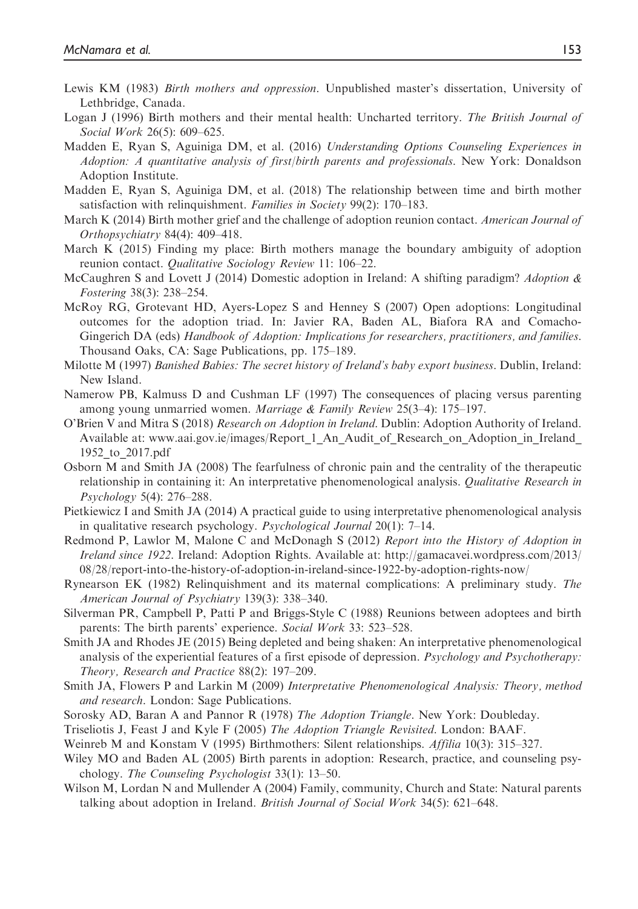Lewis KM (1983) *Birth mothers and oppression*. Unpublished master's dissertation, University of Lethbridge, Canada.

Logan J (1996) Birth mothers and their mental health: Uncharted territory. *The British Journal of Social Work* 26(5): 609–625.

Madden E, Ryan S, Aguiniga DM, et al. (2016) *Understanding Options Counseling Experiences in Adoption: A quantitative analysis of first/birth parents and professionals*. New York: Donaldson Adoption Institute.

Madden E, Ryan S, Aguiniga DM, et al. (2018) The relationship between time and birth mother satisfaction with relinquishment. *Families in Society* 99(2): 170–183.

March K (2014) Birth mother grief and the challenge of adoption reunion contact. *American Journal of Orthopsychiatry* 84(4): 409–418.

March K (2015) Finding my place: Birth mothers manage the boundary ambiguity of adoption reunion contact. *Qualitative Sociology Review* 11: 106–22.

McCaughren S and Lovett J (2014) Domestic adoption in Ireland: A shifting paradigm? *Adoption & Fostering* 38(3): 238–254.

McRoy RG, Grotevant HD, Ayers-Lopez S and Henney S (2007) Open adoptions: Longitudinal outcomes for the adoption triad. In: Javier RA, Baden AL, Biafora RA and Comacho-Gingerich DA (eds) *Handbook of Adoption: Implications for researchers, practitioners, and families*. Thousand Oaks, CA: Sage Publications, pp. 175–189.

Milotte M (1997) *Banished Babies: The secret history of Ireland's baby export business*. Dublin, Ireland: New Island.

Namerow PB, Kalmuss D and Cushman LF (1997) The consequences of placing versus parenting among young unmarried women. *Marriage & Family Review* 25(3–4): 175–197.

O'Brien V and Mitra S (2018) *Research on Adoption in Ireland*. Dublin: Adoption Authority of Ireland. Available at: www.aai.gov.ie/images/Report_1_An_Audit_of_Research_on_Adoption_in_Ireland_1952_to_2017.pdf

Osborn M and Smith JA (2008) The fearfulness of chronic pain and the centrality of the therapeutic relationship in containing it: An interpretative phenomenological analysis. *Qualitative Research in Psychology* 5(4): 276–288.

Pietkiewicz I and Smith JA (2014) A practical guide to using interpretative phenomenological analysis in qualitative research psychology. *Psychological Journal* 20(1): 7–14.

Redmond P, Lawlor M, Malone C and McDonagh S (2012) *Report into the History of Adoption in Ireland since 1922*. Ireland: Adoption Rights. Available at: http://gamacavei.wordpress.com/2013/08/28/report-into-the-history-of-adoption-in-ireland-since-1922-by-adoption-rights-now/

Rynearson EK (1982) Relinquishment and its maternal complications: A preliminary study. *The American Journal of Psychiatry* 139(3): 338–340.

Silverman PR, Campbell P, Patti P and Briggs-Style C (1988) Reunions between adoptees and birth parents: The birth parents' experience. *Social Work* 33: 523–528.

Smith JA and Rhodes JE (2015) Being depleted and being shaken: An interpretative phenomenological analysis of the experiential features of a first episode of depression. *Psychology and Psychotherapy: Theory, Research and Practice* 88(2): 197–209.

Smith JA, Flowers P and Larkin M (2009) *Interpretative Phenomenological Analysis: Theory, method and research*. London: Sage Publications.

Sorosky AD, Baran A and Pannor R (1978) *The Adoption Triangle*. New York: Doubleday.

Triseliotis J, Feast J and Kyle F (2005) *The Adoption Triangle Revisited*. London: BAAF.

Weinreb M and Konstam V (1995) Birthmothers: Silent relationships. *Affilia* 10(3): 315–327.

Wiley MO and Baden AL (2005) Birth parents in adoption: Research, practice, and counseling psychology. *The Counseling Psychologist* 33(1): 13–50.

Wilson M, Lordan N and Mullender A (2004) Family, community, Church and State: Natural parents talking about adoption in Ireland. *British Journal of Social Work* 34(5): 621–648.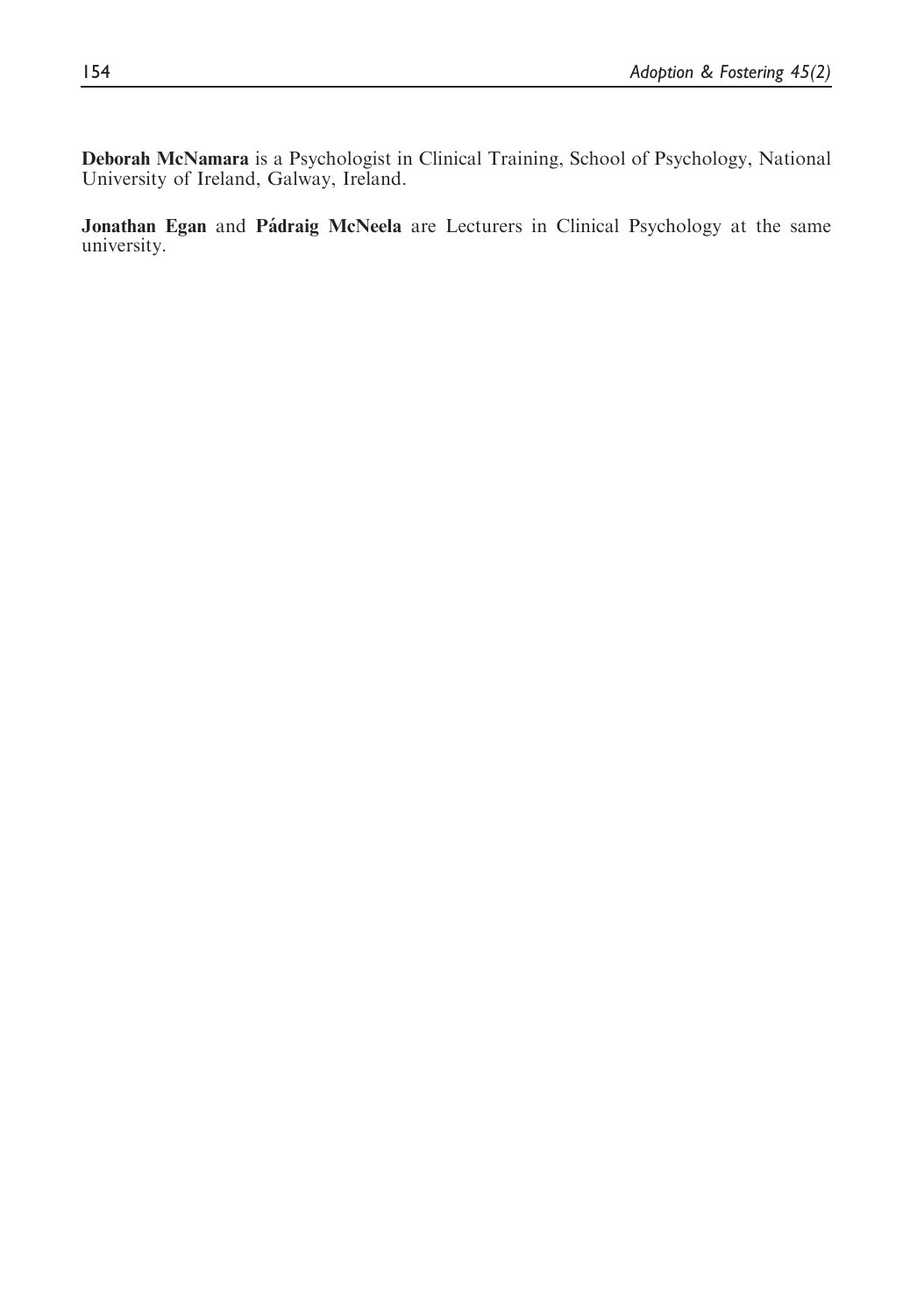**Deborah McNamara** is a Psychologist in Clinical Training, School of Psychology, National University of Ireland, Galway, Ireland.

**Jonathan Egan** and **Pádraig McNeela** are Lecturers in Clinical Psychology at the same university.